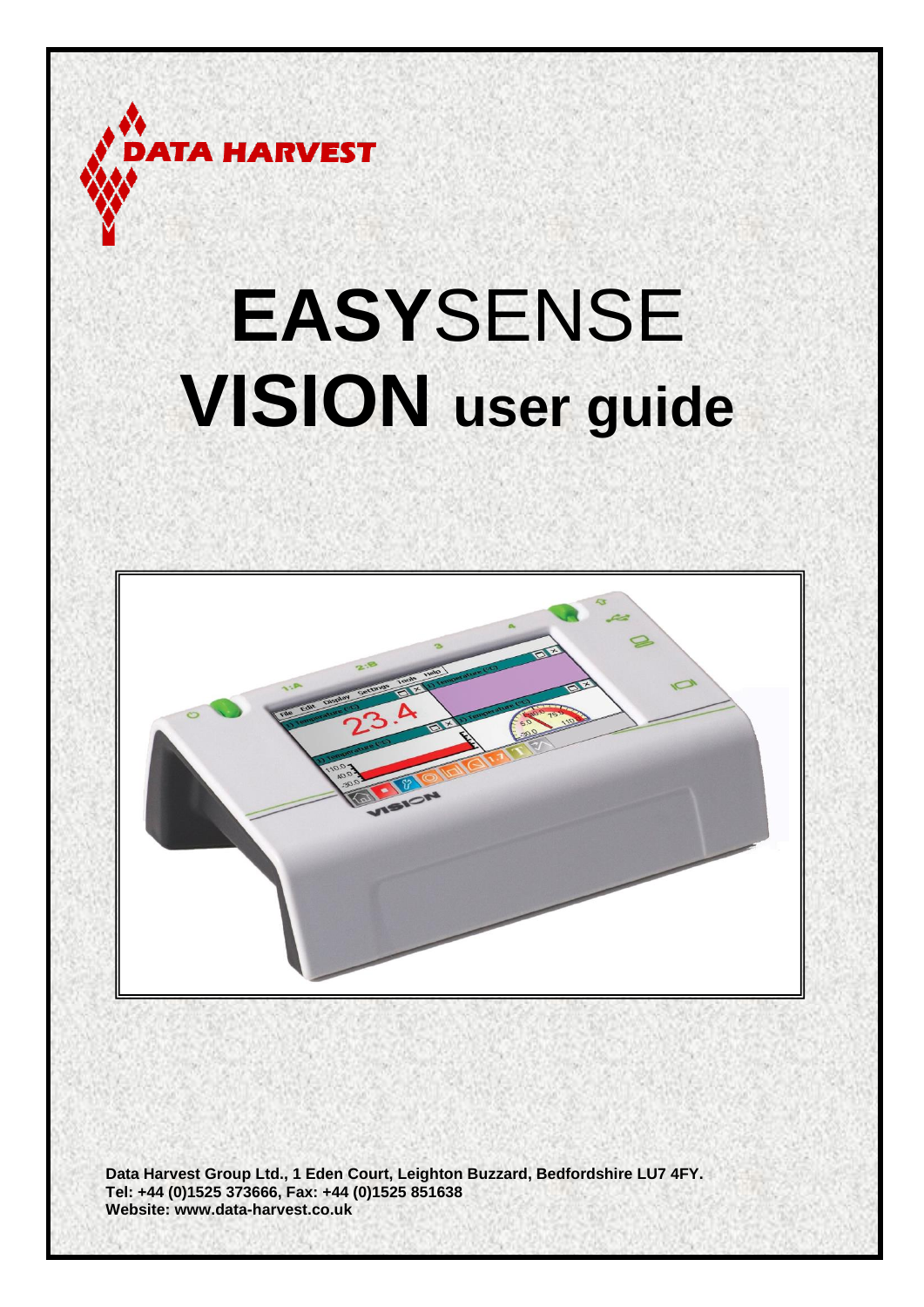DATA HARVEST

# EASYSENSE VISION user guide

**Data Harvest Group Ltd., 1 Eden Court, Leighton Buzzard, Bedfordshire LU7 4FY.**
**Tel: +44 (0)1525 373666, Fax: +44 (0)1525 851638**
**Website: www.data-harvest.co.uk**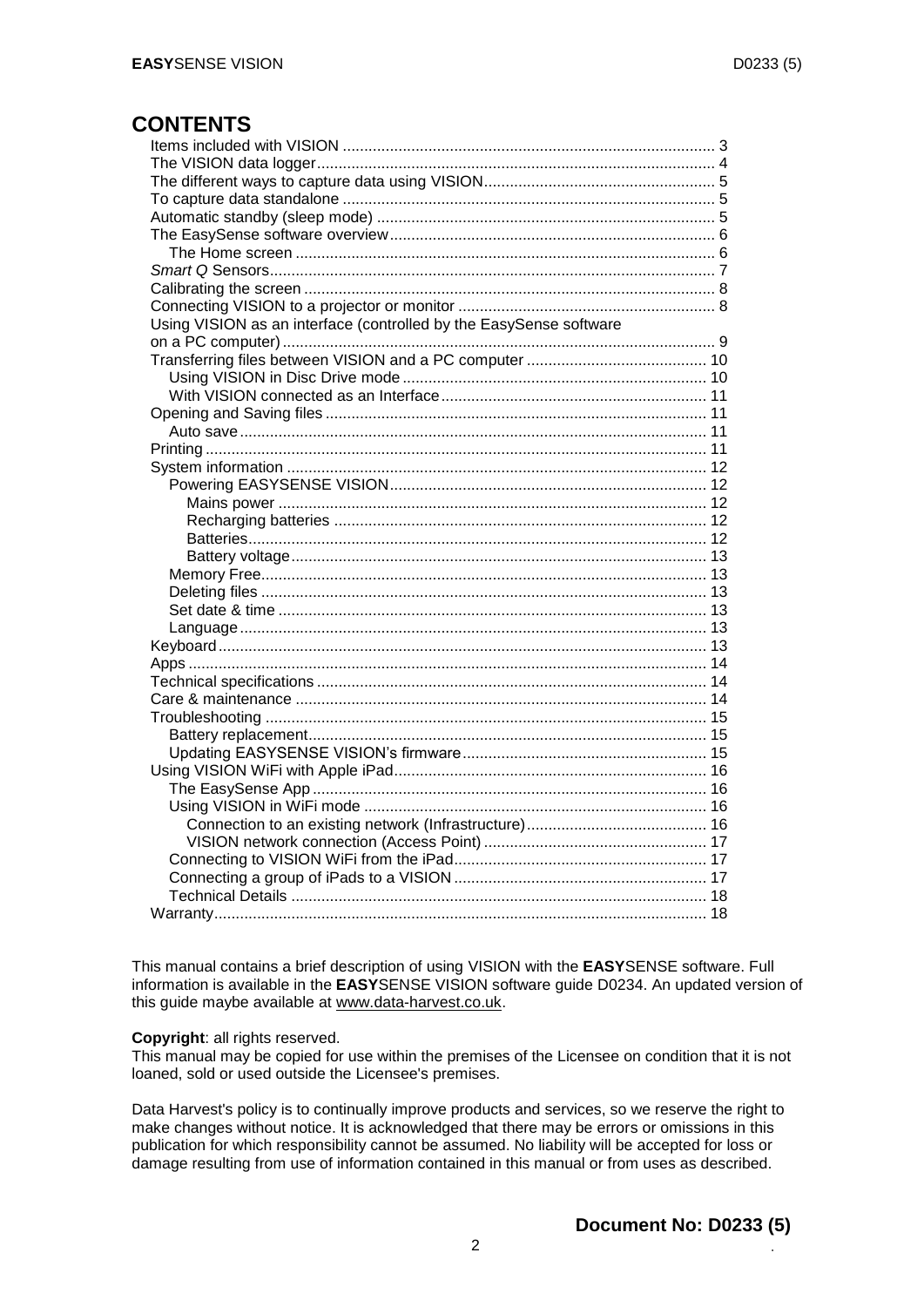# CONTENTS

- Items included with VISION ..... 3
- The VISION data logger ..... 4
- The different ways to capture data using VISION ..... 5
- To capture data standalone ..... 5
- Automatic standby (sleep mode) ..... 5
- The EasySense software overview ..... 6
  - The Home screen ..... 6
- *Smart Q* Sensors ..... 7
- Calibrating the screen ..... 8
- Connecting VISION to a projector or monitor ..... 8
- Using VISION as an interface (controlled by the EasySense software on a PC computer) ..... 9
- Transferring files between VISION and a PC computer ..... 10
  - Using VISION in Disc Drive mode ..... 10
  - With VISION connected as an Interface ..... 11
- Opening and Saving files ..... 11
  - Auto save ..... 11
- Printing ..... 11
- System information ..... 12
  - Powering EASYSENSE VISION ..... 12
    - Mains power ..... 12
    - Recharging batteries ..... 12
    - Batteries ..... 12
    - Battery voltage ..... 13
  - Memory Free ..... 13
  - Deleting files ..... 13
  - Set date & time ..... 13
  - Language ..... 13
- Keyboard ..... 13
- Apps ..... 14
- Technical specifications ..... 14
- Care & maintenance ..... 14
- Troubleshooting ..... 15
  - Battery replacement ..... 15
  - Updating EASYSENSE VISION's firmware ..... 15
- Using VISION WiFi with Apple iPad ..... 16
  - The EasySense App ..... 16
  - Using VISION in WiFi mode ..... 16
    - Connection to an existing network (Infrastructure) ..... 16
    - VISION network connection (Access Point) ..... 17
  - Connecting to VISION WiFi from the iPad ..... 17
  - Connecting a group of iPads to a VISION ..... 17
  - Technical Details ..... 18
- Warranty ..... 18

This manual contains a brief description of using VISION with the **EASY**SENSE software. Full information is available in the **EASY**SENSE VISION software guide D0234. An updated version of this guide maybe available at www.data-harvest.co.uk.

**Copyright**: all rights reserved.
This manual may be copied for use within the premises of the Licensee on condition that it is not loaned, sold or used outside the Licensee's premises.

Data Harvest's policy is to continually improve products and services, so we reserve the right to make changes without notice. It is acknowledged that there may be errors or omissions in this publication for which responsibility cannot be assumed. No liability will be accepted for loss or damage resulting from use of information contained in this manual or from uses as described.

**Document No: D0233 (5)**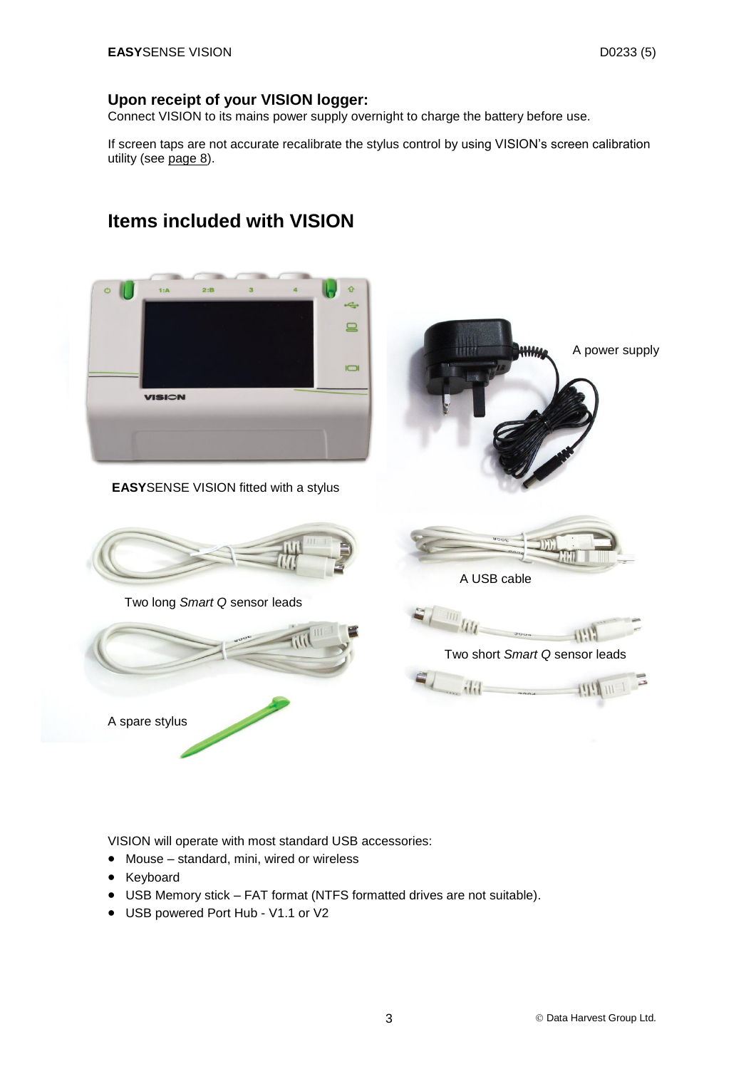## Upon receipt of your VISION logger:

Connect VISION to its mains power supply overnight to charge the battery before use.

If screen taps are not accurate recalibrate the stylus control by using VISION's screen calibration utility (see page 8).

# Items included with VISION

**EASY**SENSE VISION fitted with a stylus

A power supply

Two long *Smart Q* sensor leads

A USB cable

Two short *Smart Q* sensor leads

A spare stylus

VISION will operate with most standard USB accessories:

- Mouse – standard, mini, wired or wireless
- Keyboard
- USB Memory stick – FAT format (NTFS formatted drives are not suitable).
- USB powered Port Hub - V1.1 or V2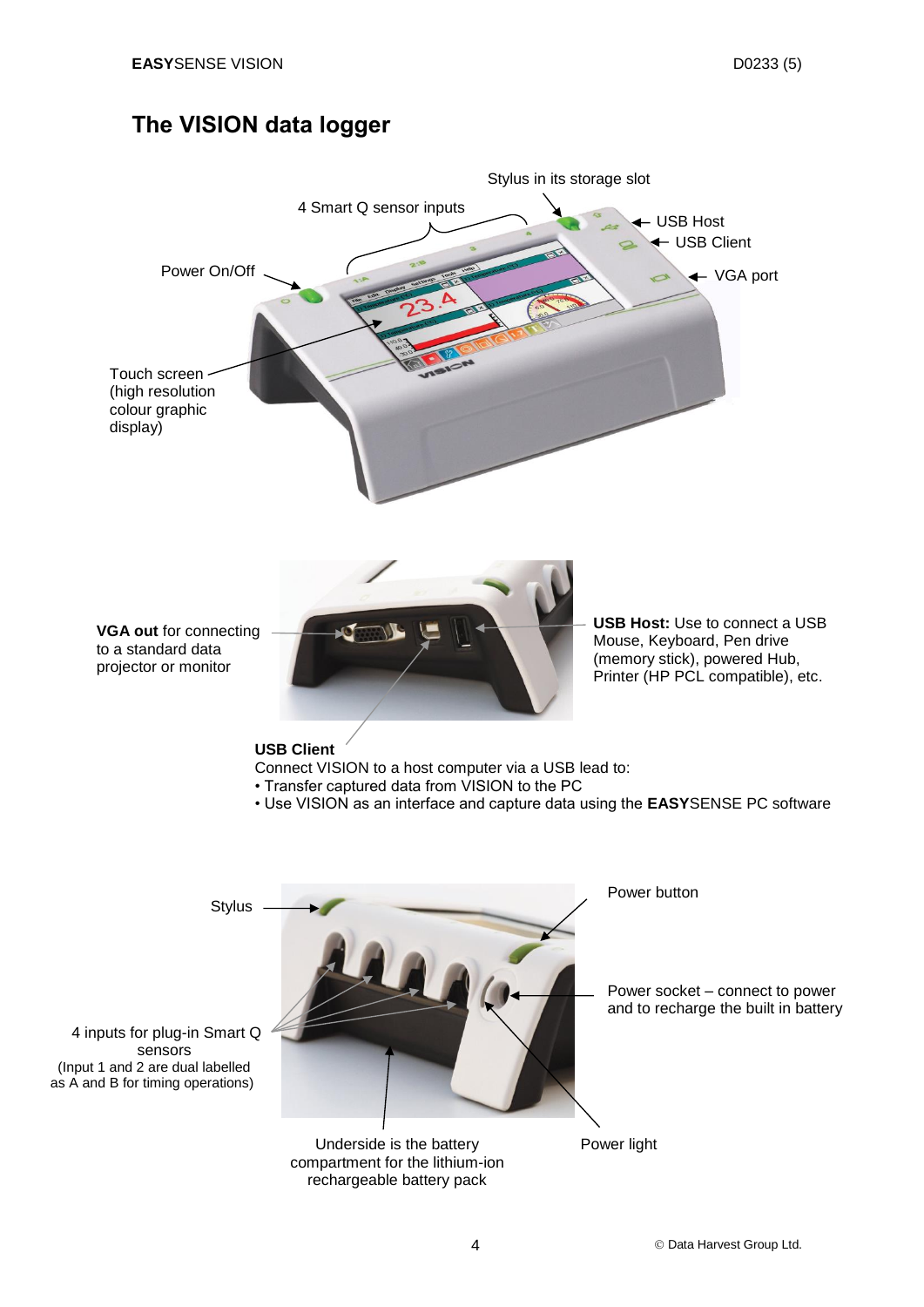# The VISION data logger

Stylus in its storage slot

4 Smart Q sensor inputs

USB Host

USB Client

Power On/Off

VGA port

Touch screen (high resolution colour graphic display)

**VGA out** for connecting to a standard data projector or monitor

**USB Host:** Use to connect a USB Mouse, Keyboard, Pen drive (memory stick), powered Hub, Printer (HP PCL compatible), etc.

**USB Client**

Connect VISION to a host computer via a USB lead to:

- Transfer captured data from VISION to the PC
- Use VISION as an interface and capture data using the **EASY**SENSE PC software

Stylus

Power button

Power socket – connect to power and to recharge the built in battery

4 inputs for plug-in Smart Q sensors
(Input 1 and 2 are dual labelled as A and B for timing operations)

Underside is the battery compartment for the lithium-ion rechargeable battery pack

Power light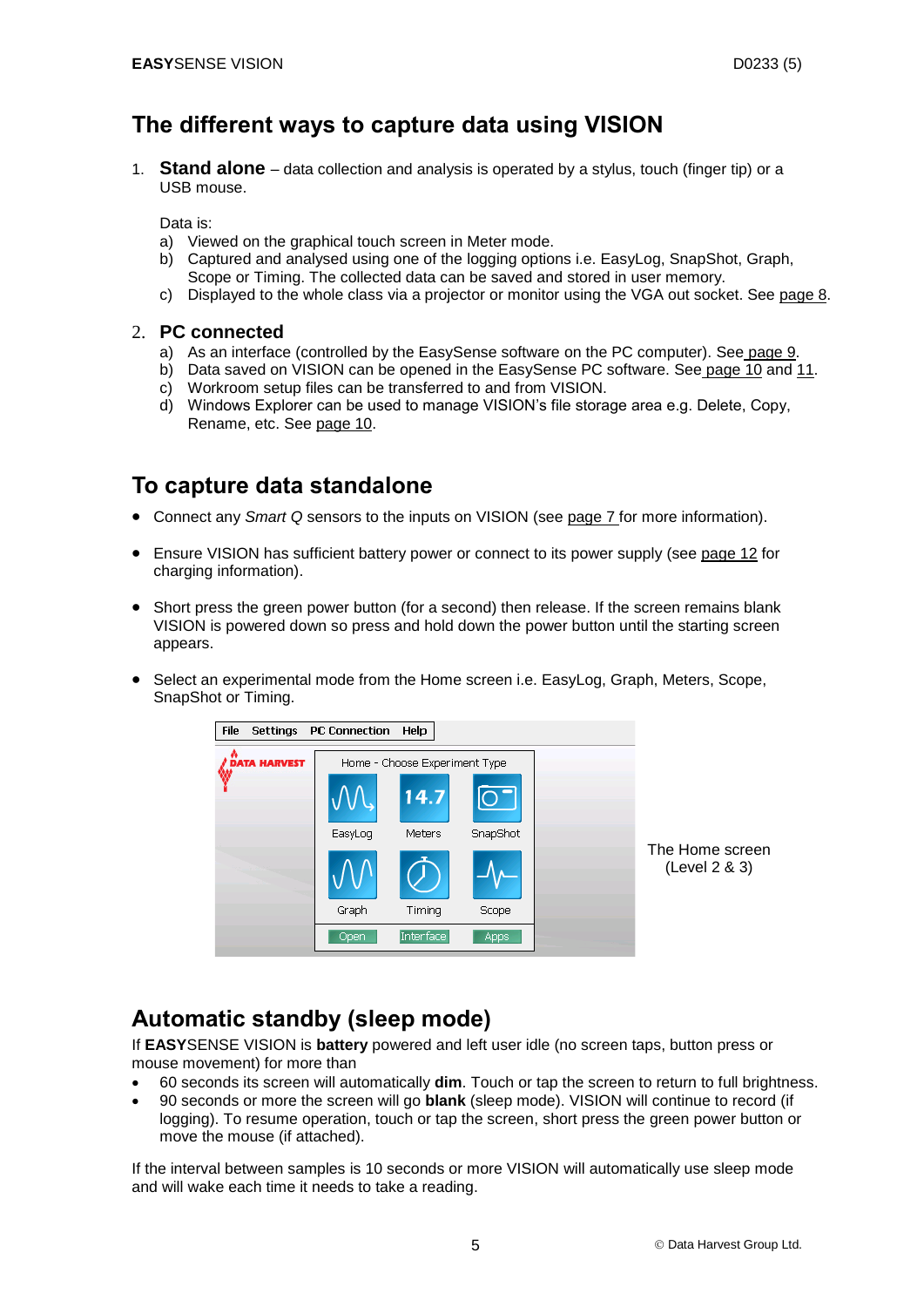# The different ways to capture data using VISION

1. **Stand alone** – data collection and analysis is operated by a stylus, touch (finger tip) or a USB mouse.

   Data is:
   a) Viewed on the graphical touch screen in Meter mode.
   b) Captured and analysed using one of the logging options i.e. EasyLog, SnapShot, Graph, Scope or Timing. The collected data can be saved and stored in user memory.
   c) Displayed to the whole class via a projector or monitor using the VGA out socket. See page 8.

2. **PC connected**
   a) As an interface (controlled by the EasySense software on the PC computer). See page 9.
   b) Data saved on VISION can be opened in the EasySense PC software. See page 10 and 11.
   c) Workroom setup files can be transferred to and from VISION.
   d) Windows Explorer can be used to manage VISION's file storage area e.g. Delete, Copy, Rename, etc. See page 10.

# To capture data standalone

- Connect any *Smart Q* sensors to the inputs on VISION (see page 7 for more information).
- Ensure VISION has sufficient battery power or connect to its power supply (see page 12 for charging information).
- Short press the green power button (for a second) then release. If the screen remains blank VISION is powered down so press and hold down the power button until the starting screen appears.
- Select an experimental mode from the Home screen i.e. EasyLog, Graph, Meters, Scope, SnapShot or Timing.

The Home screen (Level 2 & 3)

# Automatic standby (sleep mode)

If **EASY**SENSE VISION is **battery** powered and left user idle (no screen taps, button press or mouse movement) for more than

- 60 seconds its screen will automatically **dim**. Touch or tap the screen to return to full brightness.
- 90 seconds or more the screen will go **blank** (sleep mode). VISION will continue to record (if logging). To resume operation, touch or tap the screen, short press the green power button or move the mouse (if attached).

If the interval between samples is 10 seconds or more VISION will automatically use sleep mode and will wake each time it needs to take a reading.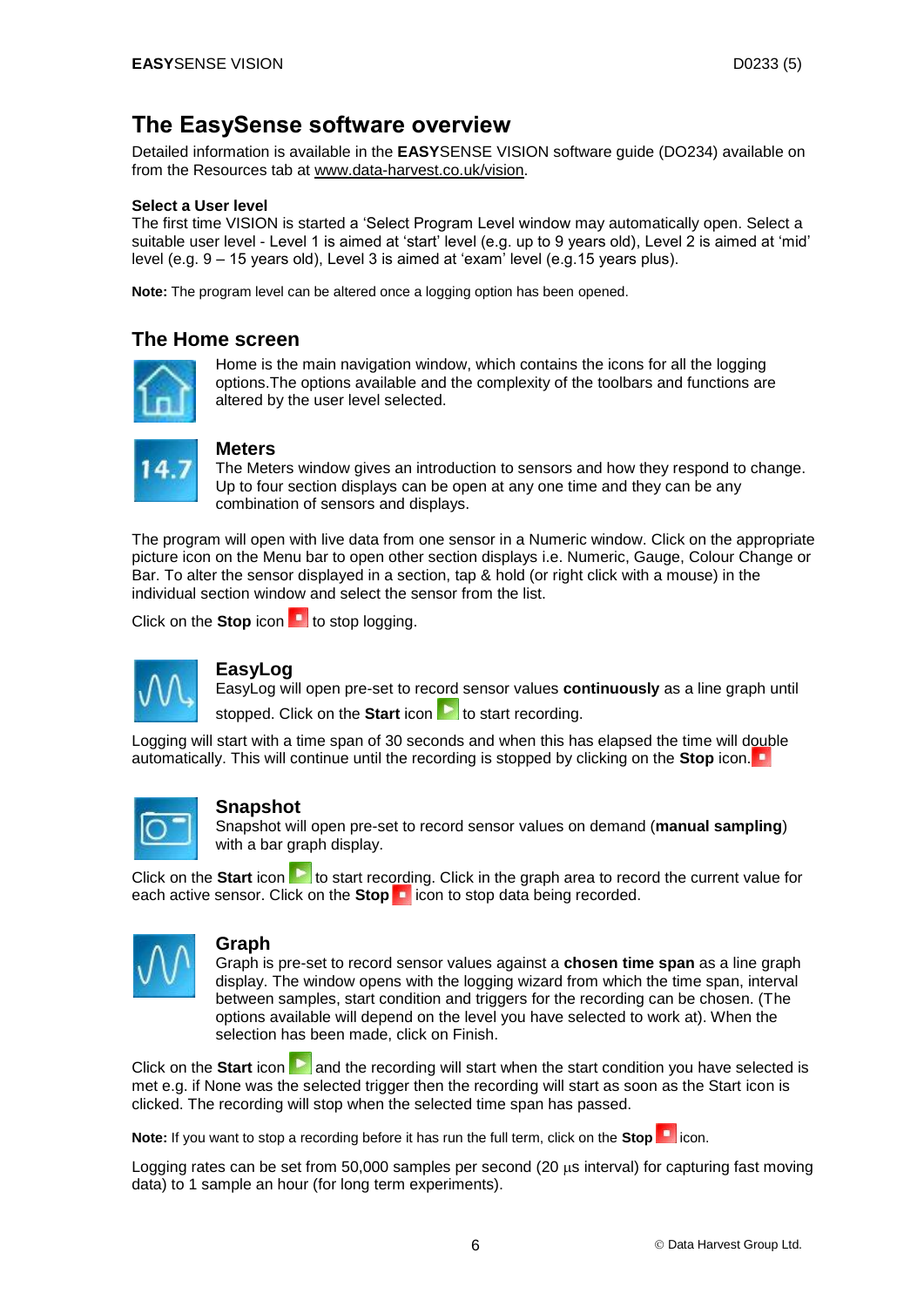# The EasySense software overview

Detailed information is available in the **EASY**SENSE VISION software guide (DO234) available on from the Resources tab at www.data-harvest.co.uk/vision.

**Select a User level**

The first time VISION is started a 'Select Program Level window may automatically open. Select a suitable user level - Level 1 is aimed at 'start' level (e.g. up to 9 years old), Level 2 is aimed at 'mid' level (e.g. 9 – 15 years old), Level 3 is aimed at 'exam' level (e.g.15 years plus).

**Note:** The program level can be altered once a logging option has been opened.

## The Home screen

Home is the main navigation window, which contains the icons for all the logging options.The options available and the complexity of the toolbars and functions are altered by the user level selected.

### Meters

The Meters window gives an introduction to sensors and how they respond to change. Up to four section displays can be open at any one time and they can be any combination of sensors and displays.

The program will open with live data from one sensor in a Numeric window. Click on the appropriate picture icon on the Menu bar to open other section displays i.e. Numeric, Gauge, Colour Change or Bar. To alter the sensor displayed in a section, tap & hold (or right click with a mouse) in the individual section window and select the sensor from the list.

Click on the **Stop** icon to stop logging.

### EasyLog

EasyLog will open pre-set to record sensor values **continuously** as a line graph until stopped. Click on the **Start** icon to start recording.

Logging will start with a time span of 30 seconds and when this has elapsed the time will double automatically. This will continue until the recording is stopped by clicking on the **Stop** icon.

### Snapshot

Snapshot will open pre-set to record sensor values on demand (**manual sampling**) with a bar graph display.

Click on the **Start** icon to start recording. Click in the graph area to record the current value for each active sensor. Click on the **Stop** icon to stop data being recorded.

### Graph

Graph is pre-set to record sensor values against a **chosen time span** as a line graph display. The window opens with the logging wizard from which the time span, interval between samples, start condition and triggers for the recording can be chosen. (The options available will depend on the level you have selected to work at). When the selection has been made, click on Finish.

Click on the **Start** icon and the recording will start when the start condition you have selected is met e.g. if None was the selected trigger then the recording will start as soon as the Start icon is clicked. The recording will stop when the selected time span has passed.

**Note:** If you want to stop a recording before it has run the full term, click on the **Stop** icon.

Logging rates can be set from 50,000 samples per second (20 µs interval) for capturing fast moving data) to 1 sample an hour (for long term experiments).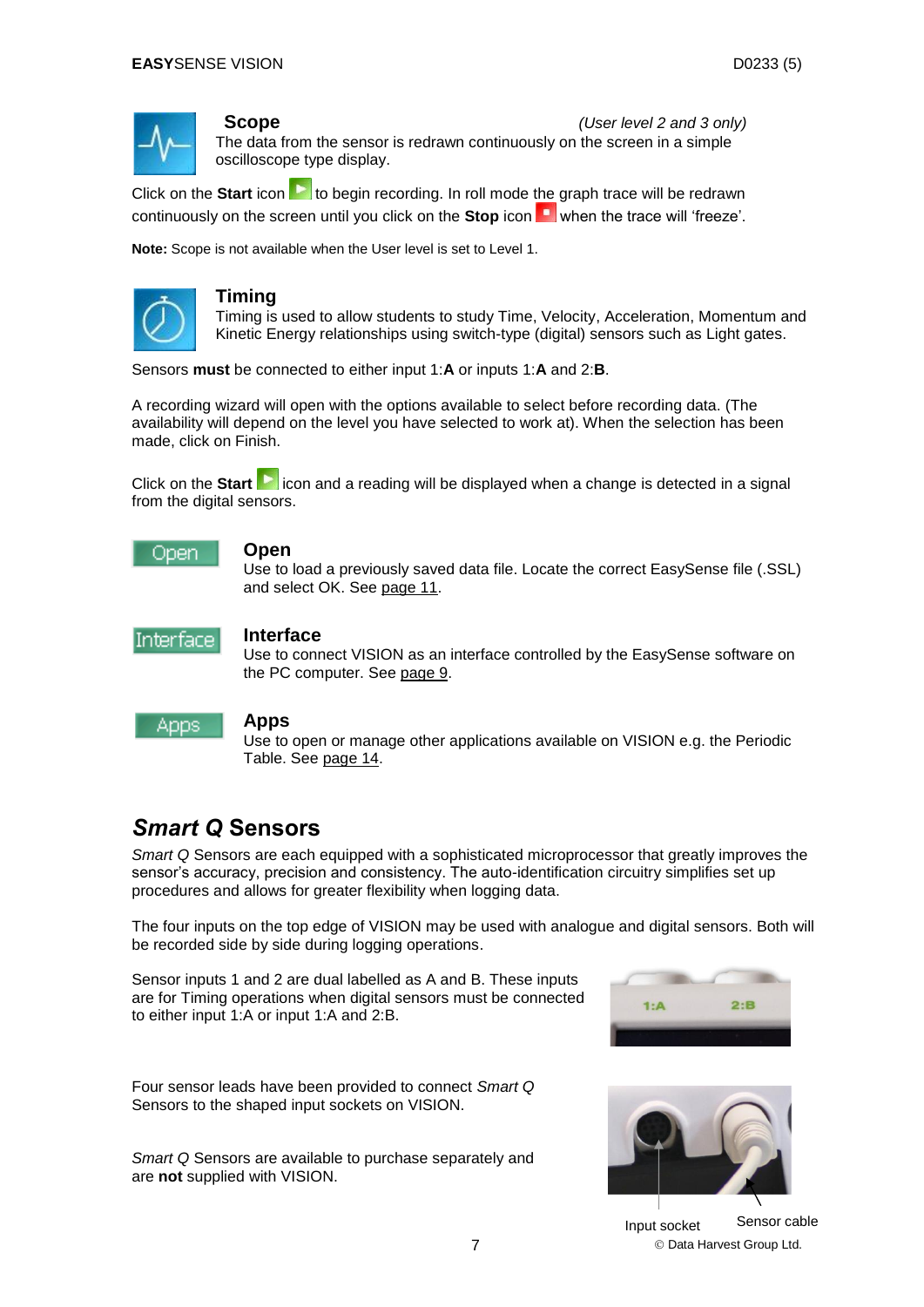### Scope

*(User level 2 and 3 only)*

The data from the sensor is redrawn continuously on the screen in a simple oscilloscope type display.

Click on the **Start** icon to begin recording. In roll mode the graph trace will be redrawn continuously on the screen until you click on the **Stop** icon when the trace will 'freeze'.

**Note:** Scope is not available when the User level is set to Level 1.

### Timing

Timing is used to allow students to study Time, Velocity, Acceleration, Momentum and Kinetic Energy relationships using switch-type (digital) sensors such as Light gates.

Sensors **must** be connected to either input 1:**A** or inputs 1:**A** and 2:**B**.

A recording wizard will open with the options available to select before recording data. (The availability will depend on the level you have selected to work at). When the selection has been made, click on Finish.

Click on the **Start** icon and a reading will be displayed when a change is detected in a signal from the digital sensors.

### Open

Use to load a previously saved data file. Locate the correct EasySense file (.SSL) and select OK. See page 11.

### Interface

Use to connect VISION as an interface controlled by the EasySense software on the PC computer. See page 9.

### Apps

Use to open or manage other applications available on VISION e.g. the Periodic Table. See page 14.

## *Smart Q* Sensors

*Smart Q* Sensors are each equipped with a sophisticated microprocessor that greatly improves the sensor's accuracy, precision and consistency. The auto-identification circuitry simplifies set up procedures and allows for greater flexibility when logging data.

The four inputs on the top edge of VISION may be used with analogue and digital sensors. Both will be recorded side by side during logging operations.

Sensor inputs 1 and 2 are dual labelled as A and B. These inputs are for Timing operations when digital sensors must be connected to either input 1:A or input 1:A and 2:B.

Four sensor leads have been provided to connect *Smart Q* Sensors to the shaped input sockets on VISION.

*Smart Q* Sensors are available to purchase separately and are **not** supplied with VISION.

Input socket     Sensor cable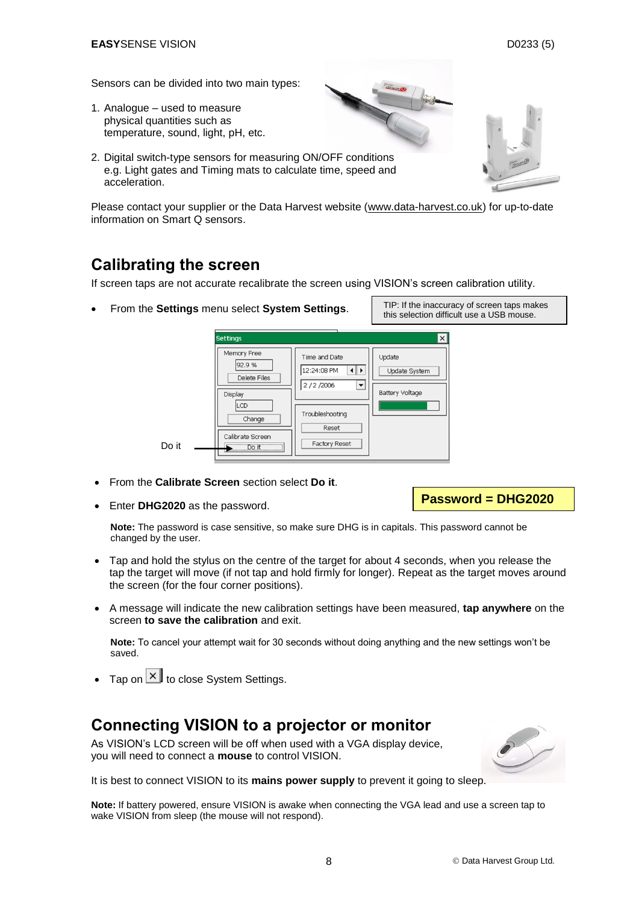Sensors can be divided into two main types:

1. Analogue – used to measure physical quantities such as temperature, sound, light, pH, etc.
2. Digital switch-type sensors for measuring ON/OFF conditions e.g. Light gates and Timing mats to calculate time, speed and acceleration.

Please contact your supplier or the Data Harvest website (www.data-harvest.co.uk) for up-to-date information on Smart Q sensors.

## Calibrating the screen

If screen taps are not accurate recalibrate the screen using VISION's screen calibration utility.

- From the **Settings** menu select **System Settings**.

TIP: If the inaccuracy of screen taps makes this selection difficult use a USB mouse.

Do it

- From the **Calibrate Screen** section select **Do it**.
- Enter **DHG2020** as the password.

**Password = DHG2020**

**Note:** The password is case sensitive, so make sure DHG is in capitals. This password cannot be changed by the user.

- Tap and hold the stylus on the centre of the target for about 4 seconds, when you release the tap the target will move (if not tap and hold firmly for longer). Repeat as the target moves around the screen (for the four corner positions).
- A message will indicate the new calibration settings have been measured, **tap anywhere** on the screen **to save the calibration** and exit.

**Note:** To cancel your attempt wait for 30 seconds without doing anything and the new settings won't be saved.

- Tap on ☒ to close System Settings.

## Connecting VISION to a projector or monitor

As VISION's LCD screen will be off when used with a VGA display device, you will need to connect a **mouse** to control VISION.

It is best to connect VISION to its **mains power supply** to prevent it going to sleep.

**Note:** If battery powered, ensure VISION is awake when connecting the VGA lead and use a screen tap to wake VISION from sleep (the mouse will not respond).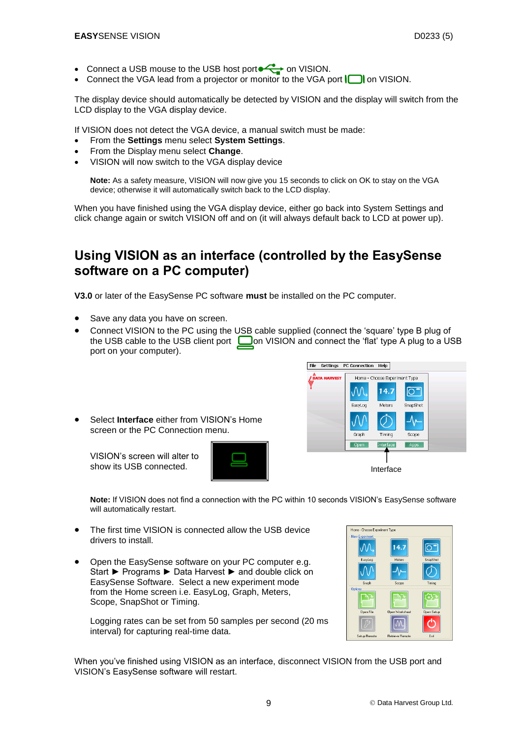- Connect a USB mouse to the USB host port on VISION.
- Connect the VGA lead from a projector or monitor to the VGA port on VISION.

The display device should automatically be detected by VISION and the display will switch from the LCD display to the VGA display device.

If VISION does not detect the VGA device, a manual switch must be made:

- From the **Settings** menu select **System Settings**.
- From the Display menu select **Change**.
- VISION will now switch to the VGA display device

**Note:** As a safety measure, VISION will now give you 15 seconds to click on OK to stay on the VGA device; otherwise it will automatically switch back to the LCD display.

When you have finished using the VGA display device, either go back into System Settings and click change again or switch VISION off and on (it will always default back to LCD at power up).

## Using VISION as an interface (controlled by the EasySense software on a PC computer)

**V3.0** or later of the EasySense PC software **must** be installed on the PC computer.

- Save any data you have on screen.
- Connect VISION to the PC using the USB cable supplied (connect the 'square' type B plug of the USB cable to the USB client port on VISION and connect the 'flat' type A plug to a USB port on your computer).
- Select **Interface** either from VISION's Home screen or the PC Connection menu.

VISION's screen will alter to show its USB connected.

Interface

**Note:** If VISION does not find a connection with the PC within 10 seconds VISION's EasySense software will automatically restart.

- The first time VISION is connected allow the USB device drivers to install.
- Open the EasySense software on your PC computer e.g. Start ► Programs ► Data Harvest ► and double click on EasySense Software. Select a new experiment mode from the Home screen i.e. EasyLog, Graph, Meters, Scope, SnapShot or Timing.

  Logging rates can be set from 50 samples per second (20 ms interval) for capturing real-time data.

When you've finished using VISION as an interface, disconnect VISION from the USB port and VISION's EasySense software will restart.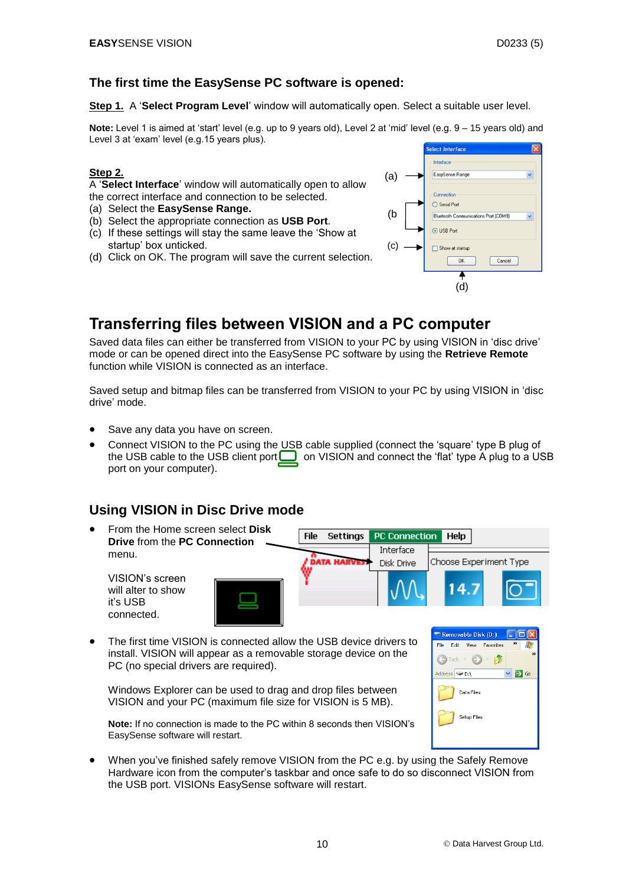## The first time the EasySense PC software is opened:

**Step 1.** A '**Select Program Level**' window will automatically open. Select a suitable user level.

**Note:** Level 1 is aimed at 'start' level (e.g. up to 9 years old), Level 2 at 'mid' level (e.g. 9 – 15 years old) and Level 3 at 'exam' level (e.g.15 years plus).

**Step 2.**
A '**Select Interface**' window will automatically open to allow the correct interface and connection to be selected.

(a) Select the **EasySense Range.**
(b) Select the appropriate connection as **USB Port**.
(c) If these settings will stay the same leave the 'Show at startup' box unticked.
(d) Click on OK. The program will save the current selection.

# Transferring files between VISION and a PC computer

Saved data files can either be transferred from VISION to your PC by using VISION in 'disc drive' mode or can be opened direct into the EasySense PC software by using the **Retrieve Remote** function while VISION is connected as an interface.

Saved setup and bitmap files can be transferred from VISION to your PC by using VISION in 'disc drive' mode.

- Save any data you have on screen.
- Connect VISION to the PC using the USB cable supplied (connect the 'square' type B plug of the USB cable to the USB client port on VISION and connect the 'flat' type A plug to a USB port on your computer).

## Using VISION in Disc Drive mode

- From the Home screen select **Disk Drive** from the **PC Connection** menu.

  VISION's screen will alter to show it's USB connected.

- The first time VISION is connected allow the USB device drivers to install. VISION will appear as a removable storage device on the PC (no special drivers are required).

  Windows Explorer can be used to drag and drop files between VISION and your PC (maximum file size for VISION is 5 MB).

  **Note:** If no connection is made to the PC within 8 seconds then VISION's EasySense software will restart.

- When you've finished safely remove VISION from the PC e.g. by using the Safely Remove Hardware icon from the computer's taskbar and once safe to do so disconnect VISION from the USB port. VISIONs EasySense software will restart.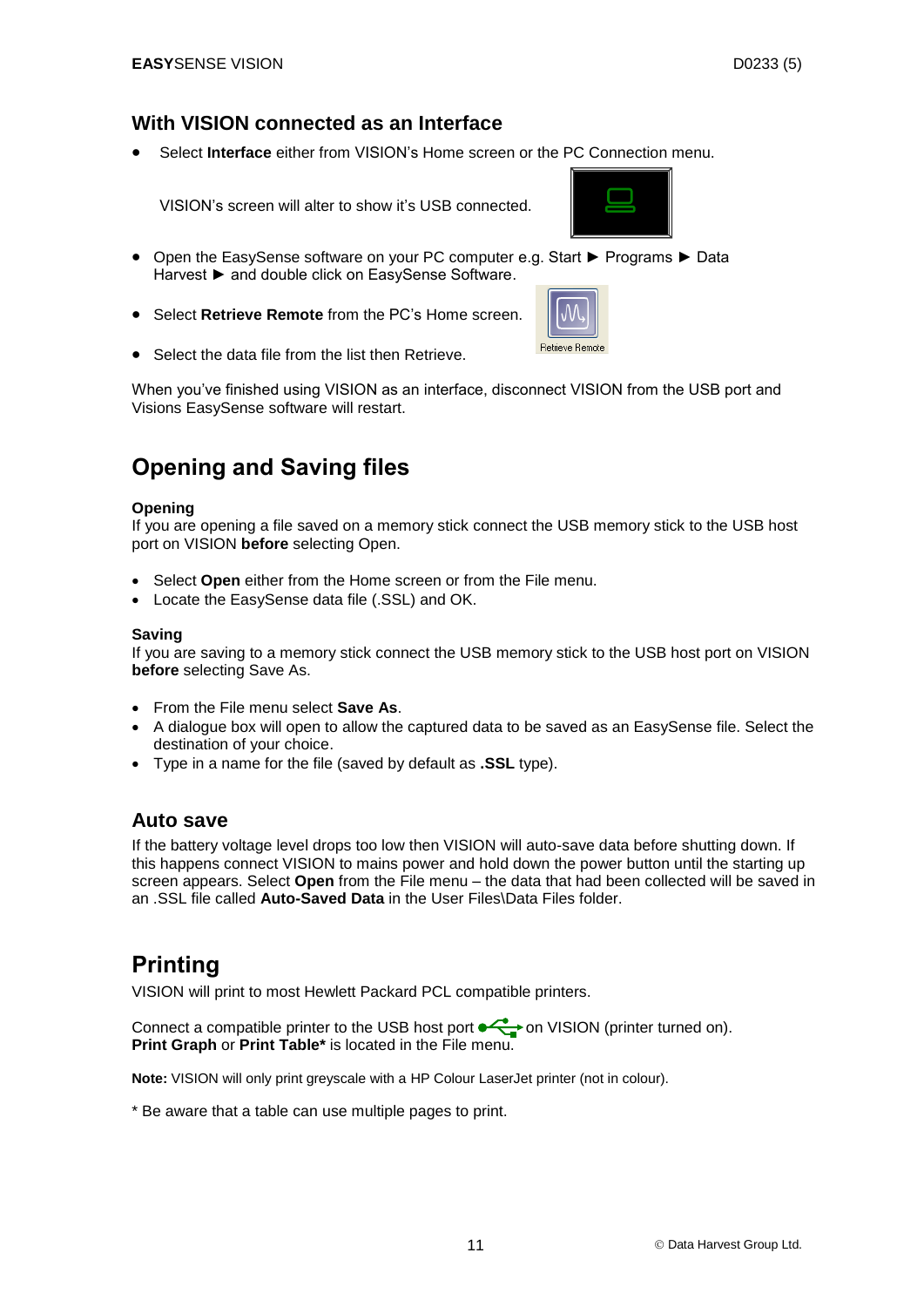### With VISION connected as an Interface

- Select **Interface** either from VISION's Home screen or the PC Connection menu.

  VISION's screen will alter to show it's USB connected.

- Open the EasySense software on your PC computer e.g. Start ► Programs ► Data Harvest ► and double click on EasySense Software.
- Select **Retrieve Remote** from the PC's Home screen.
- Select the data file from the list then Retrieve.

When you've finished using VISION as an interface, disconnect VISION from the USB port and Visions EasySense software will restart.

## Opening and Saving files

**Opening**
If you are opening a file saved on a memory stick connect the USB memory stick to the USB host port on VISION **before** selecting Open.

- Select **Open** either from the Home screen or from the File menu.
- Locate the EasySense data file (.SSL) and OK.

**Saving**
If you are saving to a memory stick connect the USB memory stick to the USB host port on VISION **before** selecting Save As.

- From the File menu select **Save As**.
- A dialogue box will open to allow the captured data to be saved as an EasySense file. Select the destination of your choice.
- Type in a name for the file (saved by default as **.SSL** type).

### Auto save

If the battery voltage level drops too low then VISION will auto-save data before shutting down. If this happens connect VISION to mains power and hold down the power button until the starting up screen appears. Select **Open** from the File menu – the data that had been collected will be saved in an .SSL file called **Auto-Saved Data** in the User Files\Data Files folder.

## Printing

VISION will print to most Hewlett Packard PCL compatible printers.

Connect a compatible printer to the USB host port on VISION (printer turned on).
**Print Graph** or **Print Table*** is located in the File menu.

**Note:** VISION will only print greyscale with a HP Colour LaserJet printer (not in colour).

* Be aware that a table can use multiple pages to print.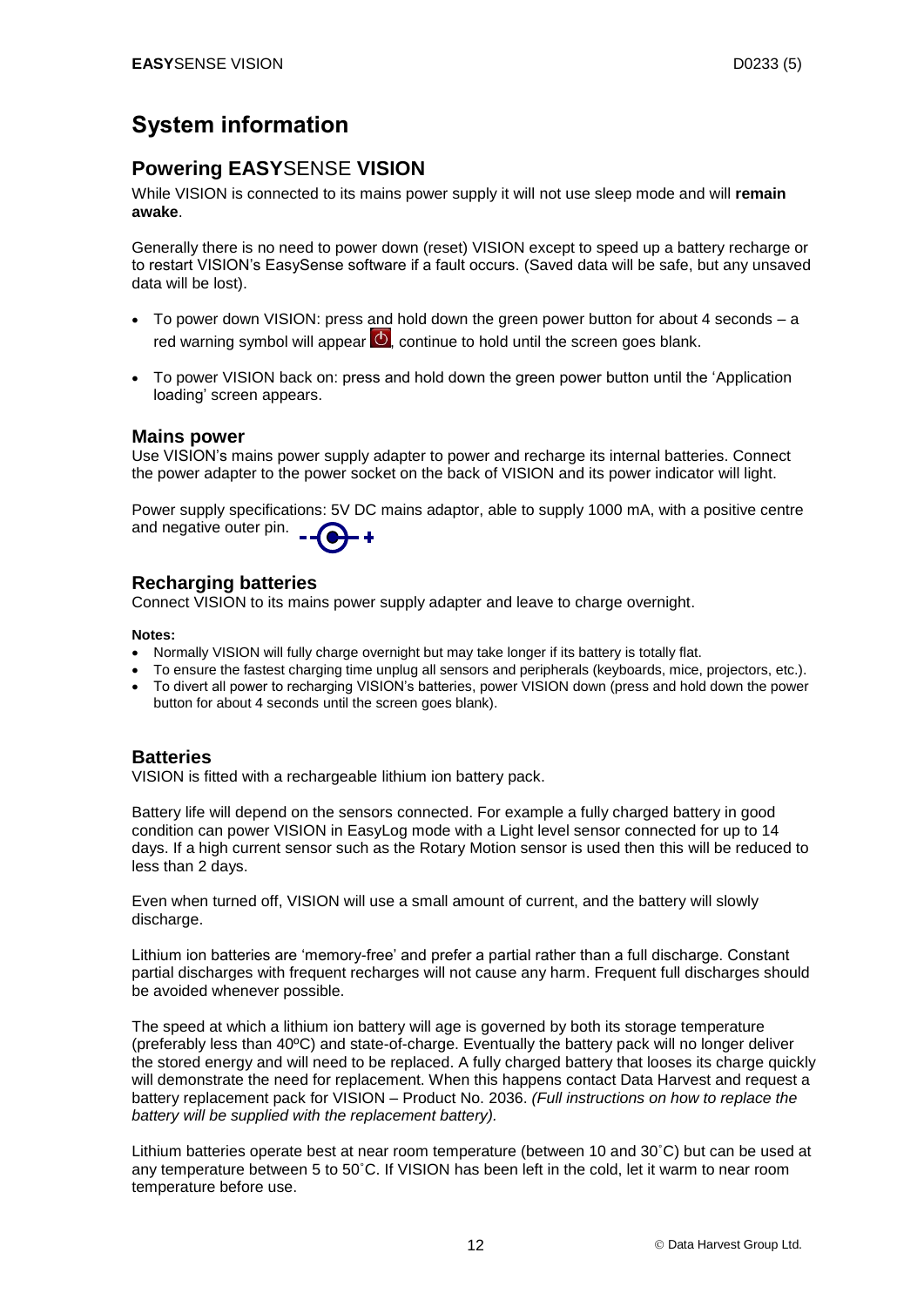# System information

## Powering EASYSENSE VISION

While VISION is connected to its mains power supply it will not use sleep mode and will **remain awake**.

Generally there is no need to power down (reset) VISION except to speed up a battery recharge or to restart VISION's EasySense software if a fault occurs. (Saved data will be safe, but any unsaved data will be lost).

- To power down VISION: press and hold down the green power button for about 4 seconds – a red warning symbol will appear, continue to hold until the screen goes blank.
- To power VISION back on: press and hold down the green power button until the 'Application loading' screen appears.

### Mains power

Use VISION's mains power supply adapter to power and recharge its internal batteries. Connect the power adapter to the power socket on the back of VISION and its power indicator will light.

Power supply specifications: 5V DC mains adaptor, able to supply 1000 mA, with a positive centre and negative outer pin.

### Recharging batteries

Connect VISION to its mains power supply adapter and leave to charge overnight.

**Notes:**

- Normally VISION will fully charge overnight but may take longer if its battery is totally flat.
- To ensure the fastest charging time unplug all sensors and peripherals (keyboards, mice, projectors, etc.).
- To divert all power to recharging VISION's batteries, power VISION down (press and hold down the power button for about 4 seconds until the screen goes blank).

### Batteries

VISION is fitted with a rechargeable lithium ion battery pack.

Battery life will depend on the sensors connected. For example a fully charged battery in good condition can power VISION in EasyLog mode with a Light level sensor connected for up to 14 days. If a high current sensor such as the Rotary Motion sensor is used then this will be reduced to less than 2 days.

Even when turned off, VISION will use a small amount of current, and the battery will slowly discharge.

Lithium ion batteries are 'memory-free' and prefer a partial rather than a full discharge. Constant partial discharges with frequent recharges will not cause any harm. Frequent full discharges should be avoided whenever possible.

The speed at which a lithium ion battery will age is governed by both its storage temperature (preferably less than 40ºC) and state-of-charge. Eventually the battery pack will no longer deliver the stored energy and will need to be replaced. A fully charged battery that looses its charge quickly will demonstrate the need for replacement. When this happens contact Data Harvest and request a battery replacement pack for VISION – Product No. 2036. *(Full instructions on how to replace the battery will be supplied with the replacement battery).*

Lithium batteries operate best at near room temperature (between 10 and 30˚C) but can be used at any temperature between 5 to 50˚C. If VISION has been left in the cold, let it warm to near room temperature before use.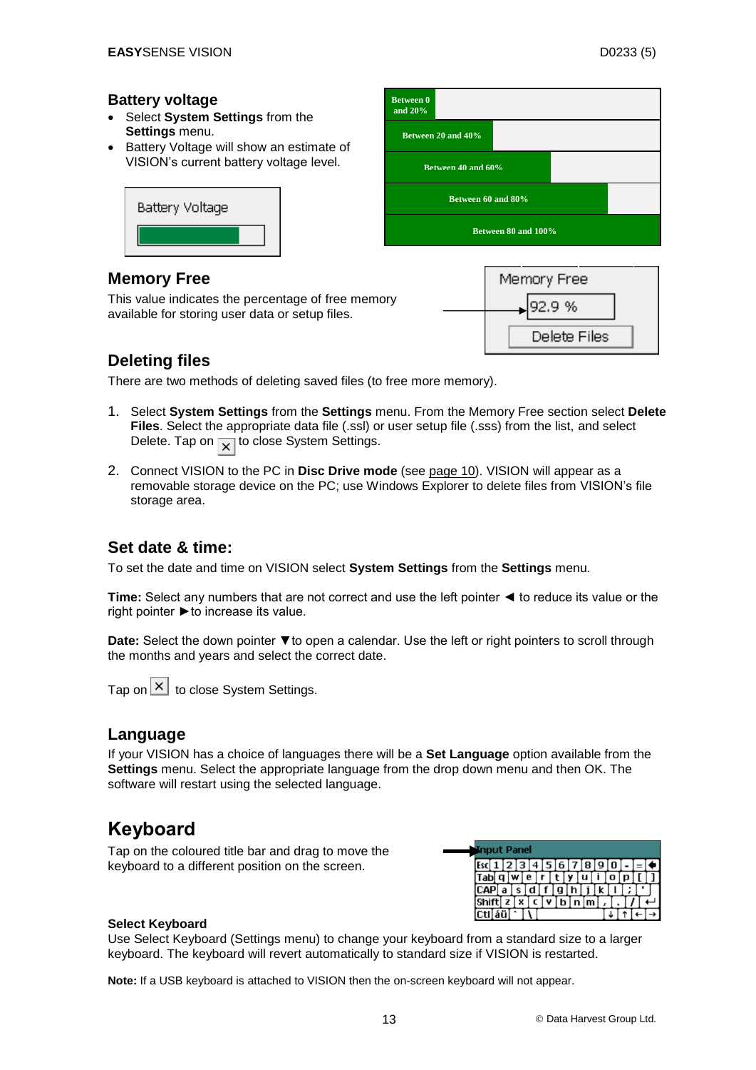## Battery voltage

- Select **System Settings** from the **Settings** menu.
- Battery Voltage will show an estimate of VISION's current battery level.

Battery Voltage

| Battery level |
|---|
| Between 0 and 20% |
| Between 20 and 40% |
| Between 40 and 60% |
| Between 60 and 80% |
| Between 80 and 100% |

## Memory Free

This value indicates the percentage of free memory available for storing user data or setup files.

Memory Free
92.9 %
Delete Files

## Deleting files

There are two methods of deleting saved files (to free more memory).

1. Select **System Settings** from the **Settings** menu. From the Memory Free section select **Delete Files**. Select the appropriate data file (.ssl) or user setup file (.sss) from the list, and select Delete. Tap on ✕ to close System Settings.
2. Connect VISION to the PC in **Disc Drive mode** (see page 10). VISION will appear as a removable storage device on the PC; use Windows Explorer to delete files from VISION's file storage area.

## Set date & time:

To set the date and time on VISION select **System Settings** from the **Settings** menu.

**Time:** Select any numbers that are not correct and use the left pointer ◄ to reduce its value or the right pointer ►to increase its value.

**Date:** Select the down pointer ▼to open a calendar. Use the left or right pointers to scroll through the months and years and select the correct date.

Tap on ✕ to close System Settings.

## Language

If your VISION has a choice of languages there will be a **Set Language** option available from the **Settings** menu. Select the appropriate language from the drop down menu and then OK. The software will restart using the selected language.

# Keyboard

Tap on the coloured title bar and drag to move the keyboard to a different position on the screen.

Input Panel

### Select Keyboard

Use Select Keyboard (Settings menu) to change your keyboard from a standard size to a larger keyboard. The keyboard will revert automatically to standard size if VISION is restarted.

**Note:** If a USB keyboard is attached to VISION then the on-screen keyboard will not appear.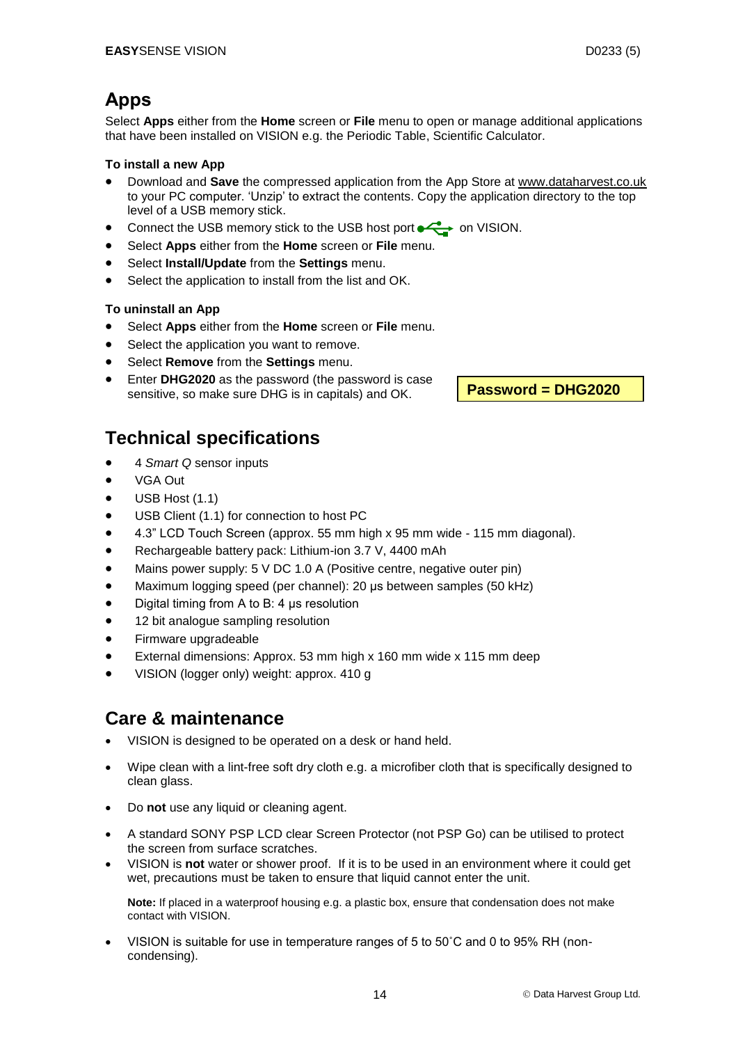## Apps

Select **Apps** either from the **Home** screen or **File** menu to open or manage additional applications that have been installed on VISION e.g. the Periodic Table, Scientific Calculator.

**To install a new App**

- Download and **Save** the compressed application from the App Store at www.dataharvest.co.uk to your PC computer. 'Unzip' to extract the contents. Copy the application directory to the top level of a USB memory stick.
- Connect the USB memory stick to the USB host port on VISION.
- Select **Apps** either from the **Home** screen or **File** menu.
- Select **Install/Update** from the **Settings** menu.
- Select the application to install from the list and OK.

**To uninstall an App**

- Select **Apps** either from the **Home** screen or **File** menu.
- Select the application you want to remove.
- Select **Remove** from the **Settings** menu.
- Enter **DHG2020** as the password (the password is case sensitive, so make sure DHG is in capitals) and OK.

**Password = DHG2020**

## Technical specifications

- 4 *Smart Q* sensor inputs
- VGA Out
- USB Host (1.1)
- USB Client (1.1) for connection to host PC
- 4.3" LCD Touch Screen (approx. 55 mm high x 95 mm wide - 115 mm diagonal).
- Rechargeable battery pack: Lithium-ion 3.7 V, 4400 mAh
- Mains power supply: 5 V DC 1.0 A (Positive centre, negative outer pin)
- Maximum logging speed (per channel): 20 µs between samples (50 kHz)
- Digital timing from A to B: 4 µs resolution
- 12 bit analogue sampling resolution
- Firmware upgradeable
- External dimensions: Approx. 53 mm high x 160 mm wide x 115 mm deep
- VISION (logger only) weight: approx. 410 g

## Care & maintenance

- VISION is designed to be operated on a desk or hand held.
- Wipe clean with a lint-free soft dry cloth e.g. a microfiber cloth that is specifically designed to clean glass.
- Do **not** use any liquid or cleaning agent.
- A standard SONY PSP LCD clear Screen Protector (not PSP Go) can be utilised to protect the screen from surface scratches.
- VISION is **not** water or shower proof. If it is to be used in an environment where it could get wet, precautions must be taken to ensure that liquid cannot enter the unit.

  **Note:** If placed in a waterproof housing e.g. a plastic box, ensure that condensation does not make contact with VISION.

- VISION is suitable for use in temperature ranges of 5 to 50˚C and 0 to 95% RH (non-condensing).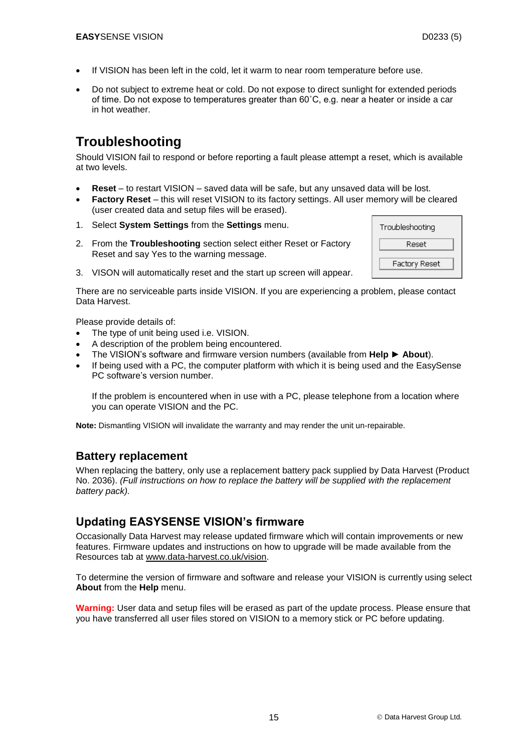- If VISION has been left in the cold, let it warm to near room temperature before use.
- Do not subject to extreme heat or cold. Do not expose to direct sunlight for extended periods of time. Do not expose to temperatures greater than 60˚C, e.g. near a heater or inside a car in hot weather.

## Troubleshooting

Should VISION fail to respond or before reporting a fault please attempt a reset, which is available at two levels.

- **Reset** – to restart VISION – saved data will be safe, but any unsaved data will be lost.
- **Factory Reset** – this will reset VISION to its factory settings. All user memory will be cleared (user created data and setup files will be erased).

1. Select **System Settings** from the **Settings** menu.
2. From the **Troubleshooting** section select either Reset or Factory Reset and say Yes to the warning message.
3. VISON will automatically reset and the start up screen will appear.

Troubleshooting

Reset

Factory Reset

There are no serviceable parts inside VISION. If you are experiencing a problem, please contact Data Harvest.

Please provide details of:

- The type of unit being used i.e. VISION.
- A description of the problem being encountered.
- The VISION's software and firmware version numbers (available from **Help ► About**).
- If being used with a PC, the computer platform with which it is being used and the EasySense PC software's version number.

  If the problem is encountered when in use with a PC, please telephone from a location where you can operate VISION and the PC.

**Note:** Dismantling VISION will invalidate the warranty and may render the unit un-repairable.

### Battery replacement

When replacing the battery, only use a replacement battery pack supplied by Data Harvest (Product No. 2036). *(Full instructions on how to replace the battery will be supplied with the replacement battery pack).*

### Updating EASYSENSE VISION's firmware

Occasionally Data Harvest may release updated firmware which will contain improvements or new features. Firmware updates and instructions on how to upgrade will be made available from the Resources tab at www.data-harvest.co.uk/vision.

To determine the version of firmware and software and release your VISION is currently using select **About** from the **Help** menu.

**Warning:** User data and setup files will be erased as part of the update process. Please ensure that you have transferred all user files stored on VISION to a memory stick or PC before updating.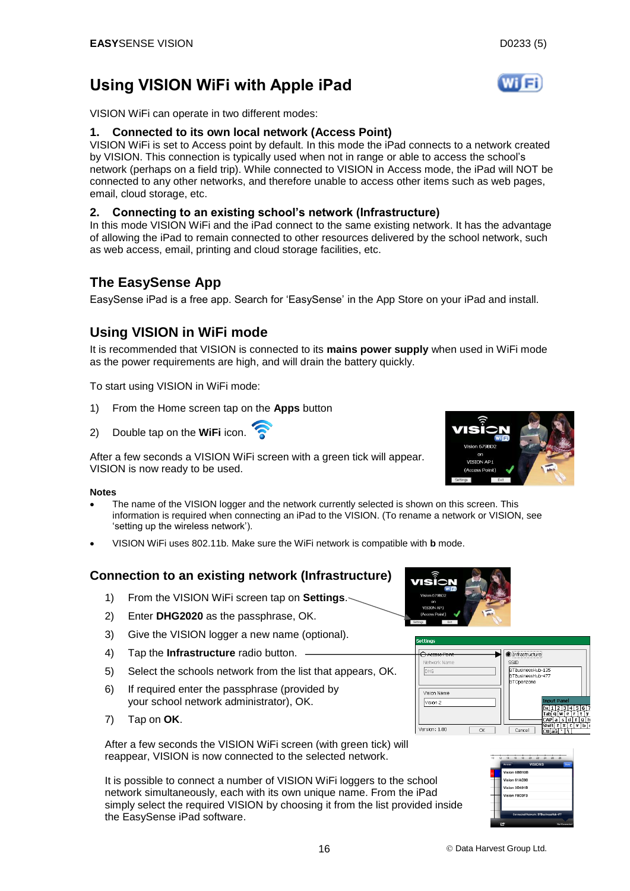# Using VISION WiFi with Apple iPad

VISION WiFi can operate in two different modes:

### 1. Connected to its own local network (Access Point)

VISION WiFi is set to Access point by default. In this mode the iPad connects to a network created by VISION. This connection is typically used when not in range or able to access the school's network (perhaps on a field trip). While connected to VISION in Access mode, the iPad will NOT be connected to any other networks, and therefore unable to access other items such as web pages, email, cloud storage, etc.

### 2. Connecting to an existing school's network (Infrastructure)

In this mode VISION WiFi and the iPad connect to the same existing network. It has the advantage of allowing the iPad to remain connected to other resources delivered by the school network, such as web access, email, printing and cloud storage facilities, etc.

## The EasySense App

EasySense iPad is a free app. Search for 'EasySense' in the App Store on your iPad and install.

## Using VISION in WiFi mode

It is recommended that VISION is connected to its **mains power supply** when used in WiFi mode as the power requirements are high, and will drain the battery quickly.

To start using VISION in WiFi mode:

1) From the Home screen tap on the **Apps** button
2) Double tap on the **WiFi** icon.

After a few seconds a VISION WiFi screen with a green tick will appear. VISION is now ready to be used.

**Notes**

- The name of the VISION logger and the network currently selected is shown on this screen. This information is required when connecting an iPad to the VISION. (To rename a network or VISION, see 'setting up the wireless network').
- VISION WiFi uses 802.11b. Make sure the WiFi network is compatible with **b** mode.

## Connection to an existing network (Infrastructure)

1) From the VISION WiFi screen tap on **Settings**.
2) Enter **DHG2020** as the passphrase, OK.
3) Give the VISION logger a new name (optional).
4) Tap the **Infrastructure** radio button.
5) Select the schools network from the list that appears, OK.
6) If required enter the passphrase (provided by your school network administrator), OK.
7) Tap on **OK**.

After a few seconds the VISION WiFi screen (with green tick) will reappear, VISION is now connected to the selected network.

It is possible to connect a number of VISION WiFi loggers to the school network simultaneously, each with its own unique name. From the iPad simply select the required VISION by choosing it from the list provided inside the EasySense iPad software.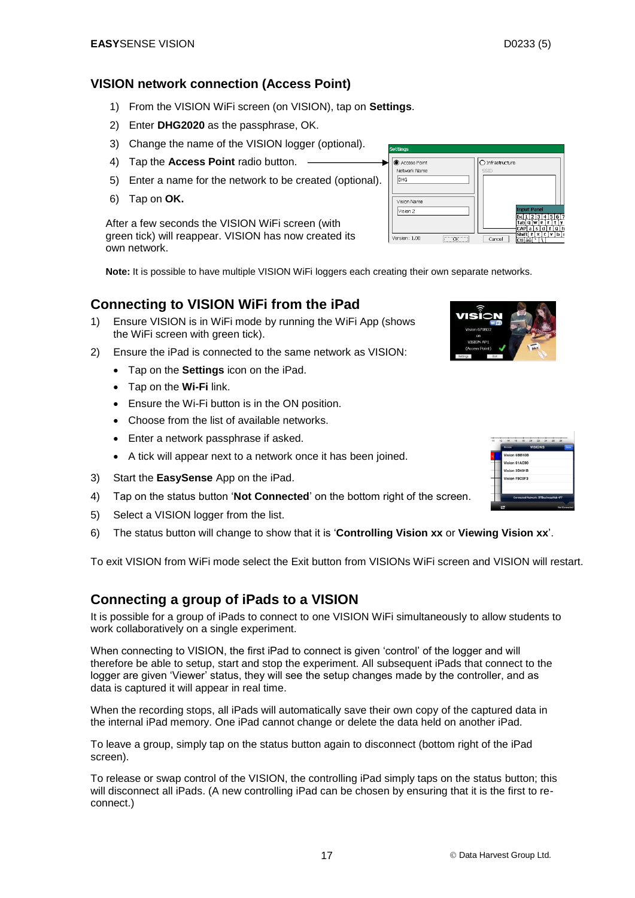## VISION network connection (Access Point)

1) From the VISION WiFi screen (on VISION), tap on **Settings**.
2) Enter **DHG2020** as the passphrase, OK.
3) Change the name of the VISION logger (optional).
4) Tap the **Access Point** radio button.
5) Enter a name for the network to be created (optional).
6) Tap on **OK.**

After a few seconds the VISION WiFi screen (with green tick) will reappear. VISION has now created its own network.

**Note:** It is possible to have multiple VISION WiFi loggers each creating their own separate networks.

## Connecting to VISION WiFi from the iPad

1) Ensure VISION is in WiFi mode by running the WiFi App (shows the WiFi screen with green tick).
2) Ensure the iPad is connected to the same network as VISION:
   - Tap on the **Settings** icon on the iPad.
   - Tap on the **Wi-Fi** link.
   - Ensure the Wi-Fi button is in the ON position.
   - Choose from the list of available networks.
   - Enter a network passphrase if asked.
   - A tick will appear next to a network once it has been joined.
3) Start the **EasySense** App on the iPad.
4) Tap on the status button '**Not Connected**' on the bottom right of the screen.
5) Select a VISION logger from the list.
6) The status button will change to show that it is '**Controlling Vision xx** or **Viewing Vision xx**'.

To exit VISION from WiFi mode select the Exit button from VISIONs WiFi screen and VISION will restart.

## Connecting a group of iPads to a VISION

It is possible for a group of iPads to connect to one VISION WiFi simultaneously to allow students to work collaboratively on a single experiment.

When connecting to VISION, the first iPad to connect is given 'control' of the logger and will therefore be able to setup, start and stop the experiment. All subsequent iPads that connect to the logger are given 'Viewer' status, they will see the setup changes made by the controller, and as data is captured it will appear in real time.

When the recording stops, all iPads will automatically save their own copy of the captured data in the internal iPad memory. One iPad cannot change or delete the data held on another iPad.

To leave a group, simply tap on the status button again to disconnect (bottom right of the iPad screen).

To release or swap control of the VISION, the controlling iPad simply taps on the status button; this will disconnect all iPads. (A new controlling iPad can be chosen by ensuring that it is the first to re-connect.)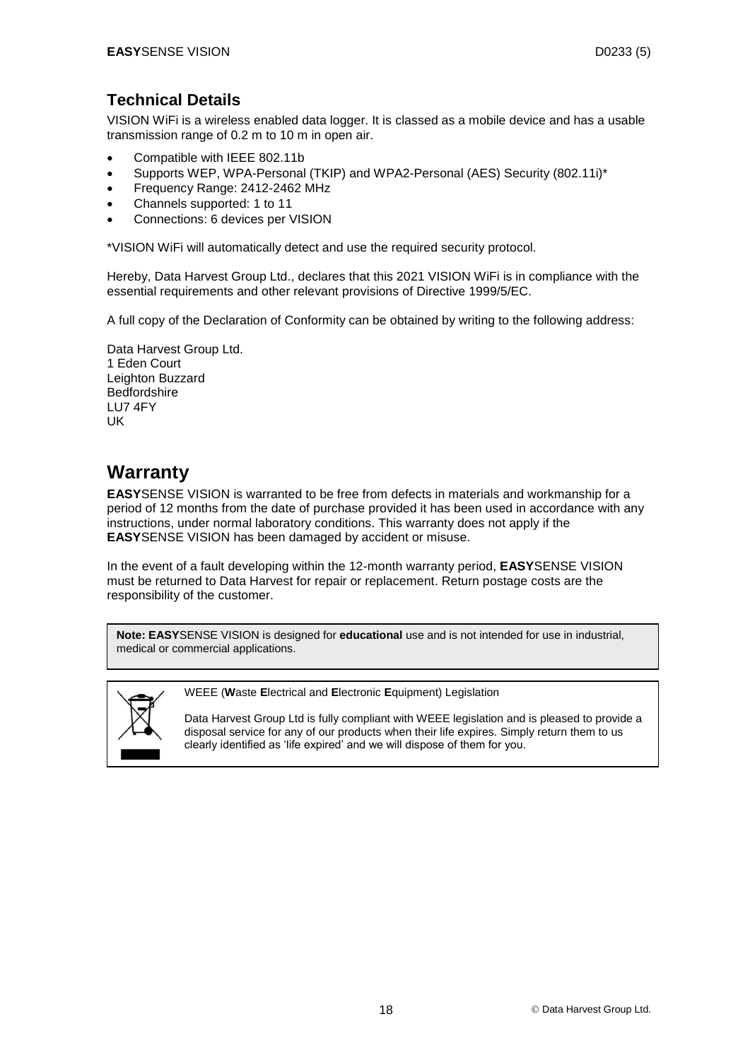## Technical Details

VISION WiFi is a wireless enabled data logger. It is classed as a mobile device and has a usable transmission range of 0.2 m to 10 m in open air.

- Compatible with IEEE 802.11b
- Supports WEP, WPA-Personal (TKIP) and WPA2-Personal (AES) Security (802.11i)*
- Frequency Range: 2412-2462 MHz
- Channels supported: 1 to 11
- Connections: 6 devices per VISION

*VISION WiFi will automatically detect and use the required security protocol.

Hereby, Data Harvest Group Ltd., declares that this 2021 VISION WiFi is in compliance with the essential requirements and other relevant provisions of Directive 1999/5/EC.

A full copy of the Declaration of Conformity can be obtained by writing to the following address:

Data Harvest Group Ltd.
1 Eden Court
Leighton Buzzard
Bedfordshire
LU7 4FY
UK

# Warranty

**EASY**SENSE VISION is warranted to be free from defects in materials and workmanship for a period of 12 months from the date of purchase provided it has been used in accordance with any instructions, under normal laboratory conditions. This warranty does not apply if the **EASY**SENSE VISION has been damaged by accident or misuse.

In the event of a fault developing within the 12-month warranty period, **EASY**SENSE VISION must be returned to Data Harvest for repair or replacement. Return postage costs are the responsibility of the customer.

**Note: EASY**SENSE VISION is designed for **educational** use and is not intended for use in industrial, medical or commercial applications.

WEEE (**W**aste **E**lectrical and **E**lectronic **E**quipment) Legislation

Data Harvest Group Ltd is fully compliant with WEEE legislation and is pleased to provide a disposal service for any of our products when their life expires. Simply return them to us clearly identified as 'life expired' and we will dispose of them for you.